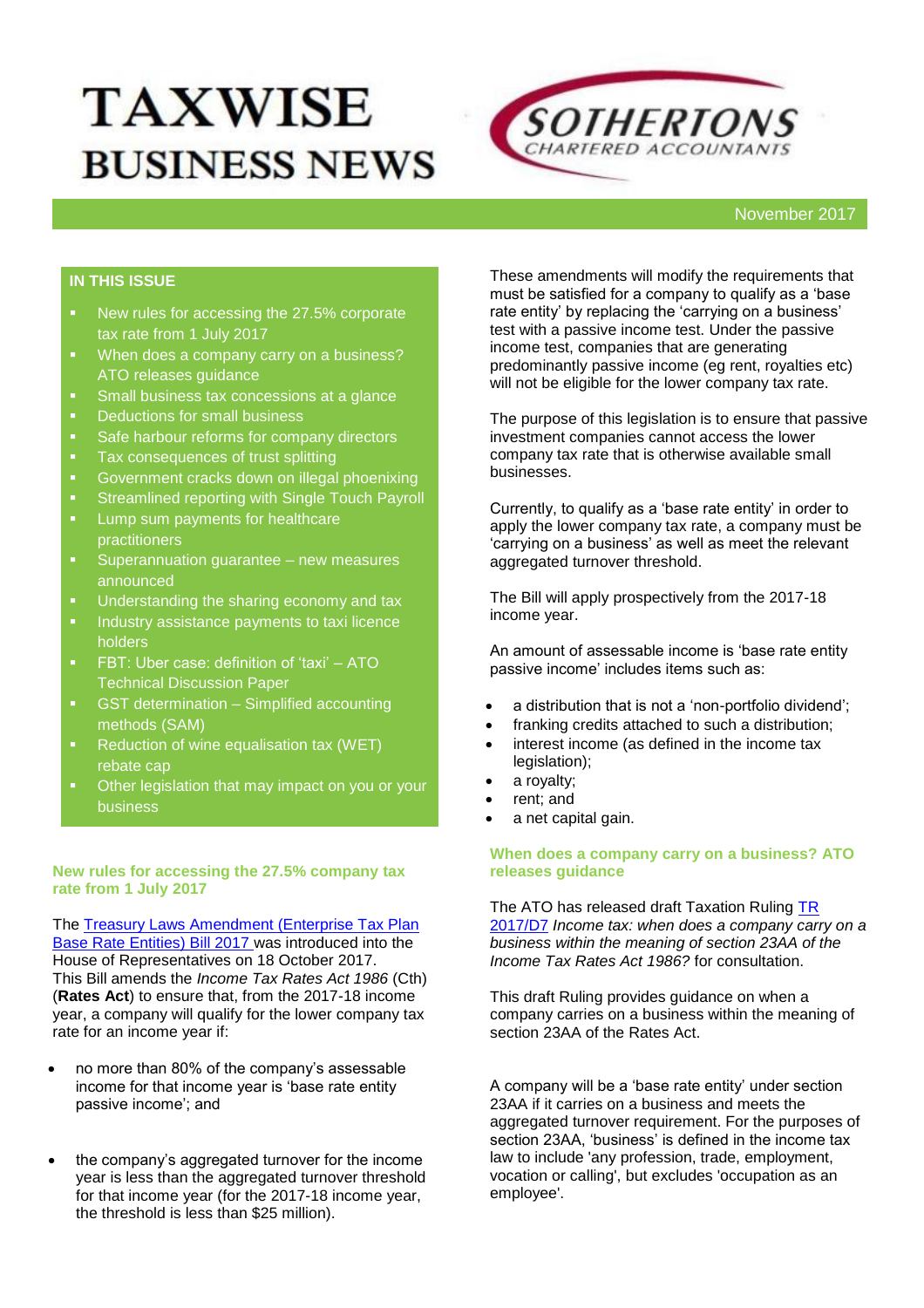# TAXWISE BUSINESS NEWS

SOTHERTONS CHARTERED ACCOUNTANTS

November 2017

**IN THIS ISSUE**

- New rules for accessing the 27.5% corporate tax rate from 1 July 2017
- When does a company carry on a business? ATO releases guidance
- Small business tax concessions at a glance
- Deductions for small business
- Safe harbour reforms for company directors
- Tax consequences of trust splitting
- Government cracks down on illegal phoenixing
- Streamlined reporting with Single Touch Payroll
- Lump sum payments for healthcare practitioners
- Superannuation guarantee – new measures announced
- Understanding the sharing economy and tax
- Industry assistance payments to taxi licence holders
- FBT: Uber case: definition of 'taxi' – ATO Technical Discussion Paper
- GST determination – Simplified accounting methods (SAM)
- Reduction of wine equalisation tax (WET) rebate cap
- Other legislation that may impact on you or your business

## New rules for accessing the 27.5% company tax rate from 1 July 2017

The Treasury Laws Amendment (Enterprise Tax Plan Base Rate Entities) Bill 2017 was introduced into the House of Representatives on 18 October 2017. This Bill amends the *Income Tax Rates Act 1986* (Cth) (**Rates Act**) to ensure that, from the 2017-18 income year, a company will qualify for the lower company tax rate for an income year if:

- no more than 80% of the company's assessable income for that income year is 'base rate entity passive income'; and
- the company's aggregated turnover for the income year is less than the aggregated turnover threshold for that income year (for the 2017-18 income year, the threshold is less than $25 million).

These amendments will modify the requirements that must be satisfied for a company to qualify as a 'base rate entity' by replacing the 'carrying on a business' test with a passive income test. Under the passive income test, companies that are generating predominantly passive income (eg rent, royalties etc) will not be eligible for the lower company tax rate.

The purpose of this legislation is to ensure that passive investment companies cannot access the lower company tax rate that is otherwise available small businesses.

Currently, to qualify as a 'base rate entity' in order to apply the lower company tax rate, a company must be 'carrying on a business' as well as meet the relevant aggregated turnover threshold.

The Bill will apply prospectively from the 2017-18 income year.

An amount of assessable income is 'base rate entity passive income' includes items such as:

- a distribution that is not a 'non-portfolio dividend';
- franking credits attached to such a distribution;
- interest income (as defined in the income tax legislation);
- a royalty;
- rent; and
- a net capital gain.

## When does a company carry on a business? ATO releases guidance

The ATO has released draft Taxation Ruling TR 2017/D7 *Income tax: when does a company carry on a business within the meaning of section 23AA of the Income Tax Rates Act 1986?* for consultation.

This draft Ruling provides guidance on when a company carries on a business within the meaning of section 23AA of the Rates Act.

A company will be a 'base rate entity' under section 23AA if it carries on a business and meets the aggregated turnover requirement. For the purposes of section 23AA, 'business' is defined in the income tax law to include 'any profession, trade, employment, vocation or calling', but excludes 'occupation as an employee'.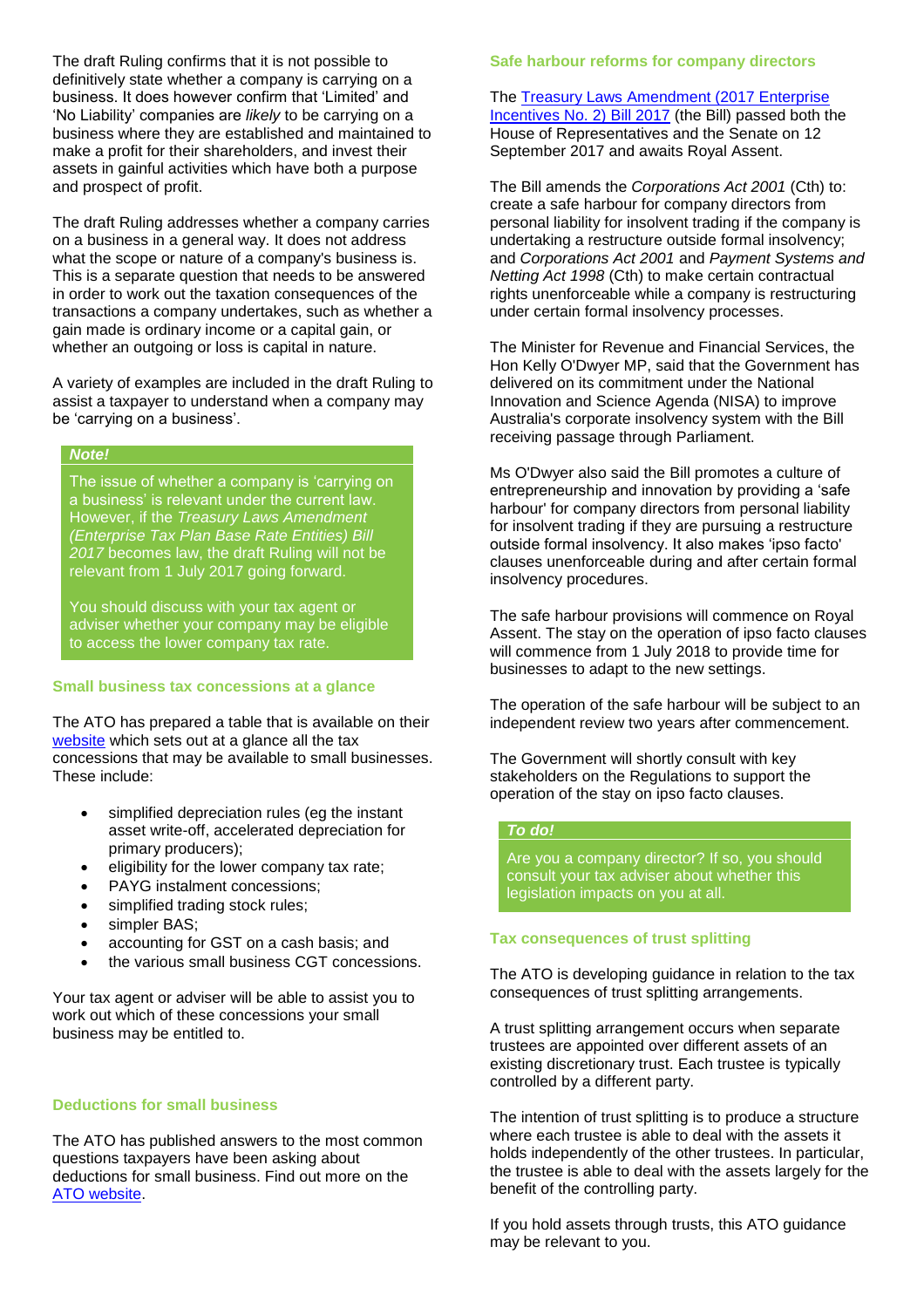The draft Ruling confirms that it is not possible to definitively state whether a company is carrying on a business. It does however confirm that 'Limited' and 'No Liability' companies are *likely* to be carrying on a business where they are established and maintained to make a profit for their shareholders, and invest their assets in gainful activities which have both a purpose and prospect of profit.

The draft Ruling addresses whether a company carries on a business in a general way. It does not address what the scope or nature of a company's business is. This is a separate question that needs to be answered in order to work out the taxation consequences of the transactions a company undertakes, such as whether a gain made is ordinary income or a capital gain, or whether an outgoing or loss is capital in nature.

A variety of examples are included in the draft Ruling to assist a taxpayer to understand when a company may be 'carrying on a business'.

> ***Note!***
>
> The issue of whether a company is 'carrying on a business' is relevant under the current law. However, if the *Treasury Laws Amendment (Enterprise Tax Plan Base Rate Entities) Bill 2017* becomes law, the draft Ruling will not be relevant from 1 July 2017 going forward.
>
> You should discuss with your tax agent or adviser whether your company may be eligible to access the lower company tax rate.

### Small business tax concessions at a glance

The ATO has prepared a table that is available on their website which sets out at a glance all the tax concessions that may be available to small businesses. These include:

- simplified depreciation rules (eg the instant asset write-off, accelerated depreciation for primary producers);
- eligibility for the lower company tax rate;
- PAYG instalment concessions;
- simplified trading stock rules;
- simpler BAS;
- accounting for GST on a cash basis; and
- the various small business CGT concessions.

Your tax agent or adviser will be able to assist you to work out which of these concessions your small business may be entitled to.

### Deductions for small business

The ATO has published answers to the most common questions taxpayers have been asking about deductions for small business. Find out more on the ATO website.

### Safe harbour reforms for company directors

The Treasury Laws Amendment (2017 Enterprise Incentives No. 2) Bill 2017 (the Bill) passed both the House of Representatives and the Senate on 12 September 2017 and awaits Royal Assent.

The Bill amends the *Corporations Act 2001* (Cth) to: create a safe harbour for company directors from personal liability for insolvent trading if the company is undertaking a restructure outside formal insolvency; and *Corporations Act 2001* and *Payment Systems and Netting Act 1998* (Cth) to make certain contractual rights unenforceable while a company is restructuring under certain formal insolvency processes.

The Minister for Revenue and Financial Services, the Hon Kelly O'Dwyer MP, said that the Government has delivered on its commitment under the National Innovation and Science Agenda (NISA) to improve Australia's corporate insolvency system with the Bill receiving passage through Parliament.

Ms O'Dwyer also said the Bill promotes a culture of entrepreneurship and innovation by providing a 'safe harbour' for company directors from personal liability for insolvent trading if they are pursuing a restructure outside formal insolvency. It also makes 'ipso facto' clauses unenforceable during and after certain formal insolvency procedures.

The safe harbour provisions will commence on Royal Assent. The stay on the operation of ipso facto clauses will commence from 1 July 2018 to provide time for businesses to adapt to the new settings.

The operation of the safe harbour will be subject to an independent review two years after commencement.

The Government will shortly consult with key stakeholders on the Regulations to support the operation of the stay on ipso facto clauses.

> ***To do!***
>
> Are you a company director? If so, you should consult your tax adviser about whether this legislation impacts on you at all.

### Tax consequences of trust splitting

The ATO is developing guidance in relation to the tax consequences of trust splitting arrangements.

A trust splitting arrangement occurs when separate trustees are appointed over different assets of an existing discretionary trust. Each trustee is typically controlled by a different party.

The intention of trust splitting is to produce a structure where each trustee is able to deal with the assets it holds independently of the other trustees. In particular, the trustee is able to deal with the assets largely for the benefit of the controlling party.

If you hold assets through trusts, this ATO guidance may be relevant to you.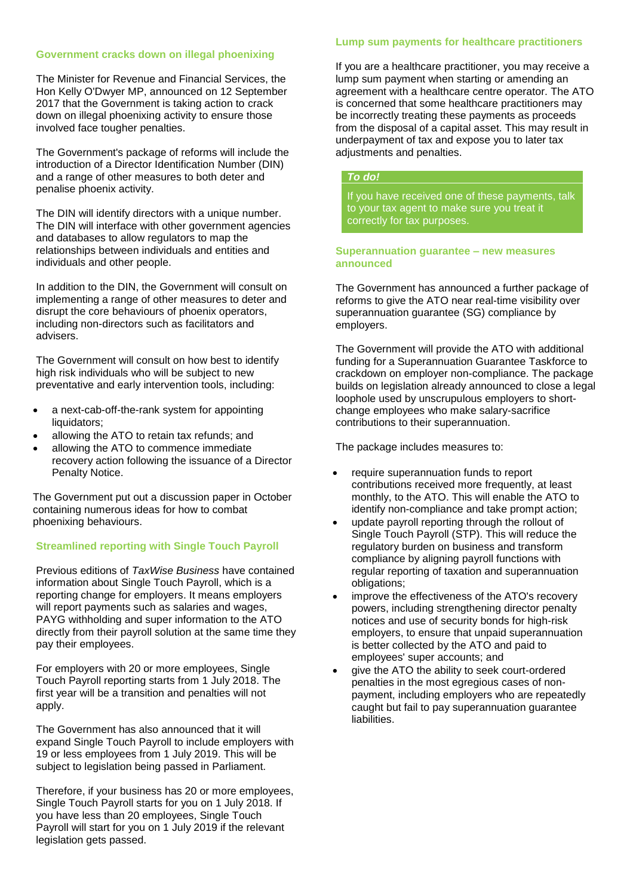## Government cracks down on illegal phoenixing

The Minister for Revenue and Financial Services, the Hon Kelly O'Dwyer MP, announced on 12 September 2017 that the Government is taking action to crack down on illegal phoenixing activity to ensure those involved face tougher penalties.

The Government's package of reforms will include the introduction of a Director Identification Number (DIN) and a range of other measures to both deter and penalise phoenix activity.

The DIN will identify directors with a unique number. The DIN will interface with other government agencies and databases to allow regulators to map the relationships between individuals and entities and individuals and other people.

In addition to the DIN, the Government will consult on implementing a range of other measures to deter and disrupt the core behaviours of phoenix operators, including non-directors such as facilitators and advisers.

The Government will consult on how best to identify high risk individuals who will be subject to new preventative and early intervention tools, including:

- a next-cab-off-the-rank system for appointing liquidators;
- allowing the ATO to retain tax refunds; and
- allowing the ATO to commence immediate recovery action following the issuance of a Director Penalty Notice.

The Government put out a discussion paper in October containing numerous ideas for how to combat phoenixing behaviours.

## Streamlined reporting with Single Touch Payroll

Previous editions of *TaxWise Business* have contained information about Single Touch Payroll, which is a reporting change for employers. It means employers will report payments such as salaries and wages, PAYG withholding and super information to the ATO directly from their payroll solution at the same time they pay their employees.

For employers with 20 or more employees, Single Touch Payroll reporting starts from 1 July 2018. The first year will be a transition and penalties will not apply.

The Government has also announced that it will expand Single Touch Payroll to include employers with 19 or less employees from 1 July 2019. This will be subject to legislation being passed in Parliament.

Therefore, if your business has 20 or more employees, Single Touch Payroll starts for you on 1 July 2018. If you have less than 20 employees, Single Touch Payroll will start for you on 1 July 2019 if the relevant legislation gets passed.

## Lump sum payments for healthcare practitioners

If you are a healthcare practitioner, you may receive a lump sum payment when starting or amending an agreement with a healthcare centre operator. The ATO is concerned that some healthcare practitioners may be incorrectly treating these payments as proceeds from the disposal of a capital asset. This may result in underpayment of tax and expose you to later tax adjustments and penalties.

***To do!***

If you have received one of these payments, talk to your tax agent to make sure you treat it correctly for tax purposes.

## Superannuation guarantee – new measures announced

The Government has announced a further package of reforms to give the ATO near real-time visibility over superannuation guarantee (SG) compliance by employers.

The Government will provide the ATO with additional funding for a Superannuation Guarantee Taskforce to crackdown on employer non-compliance. The package builds on legislation already announced to close a legal loophole used by unscrupulous employers to short-change employees who make salary-sacrifice contributions to their superannuation.

The package includes measures to:

- require superannuation funds to report contributions received more frequently, at least monthly, to the ATO. This will enable the ATO to identify non-compliance and take prompt action;
- update payroll reporting through the rollout of Single Touch Payroll (STP). This will reduce the regulatory burden on business and transform compliance by aligning payroll functions with regular reporting of taxation and superannuation obligations;
- improve the effectiveness of the ATO's recovery powers, including strengthening director penalty notices and use of security bonds for high-risk employers, to ensure that unpaid superannuation is better collected by the ATO and paid to employees' super accounts; and
- give the ATO the ability to seek court-ordered penalties in the most egregious cases of non-payment, including employers who are repeatedly caught but fail to pay superannuation guarantee liabilities.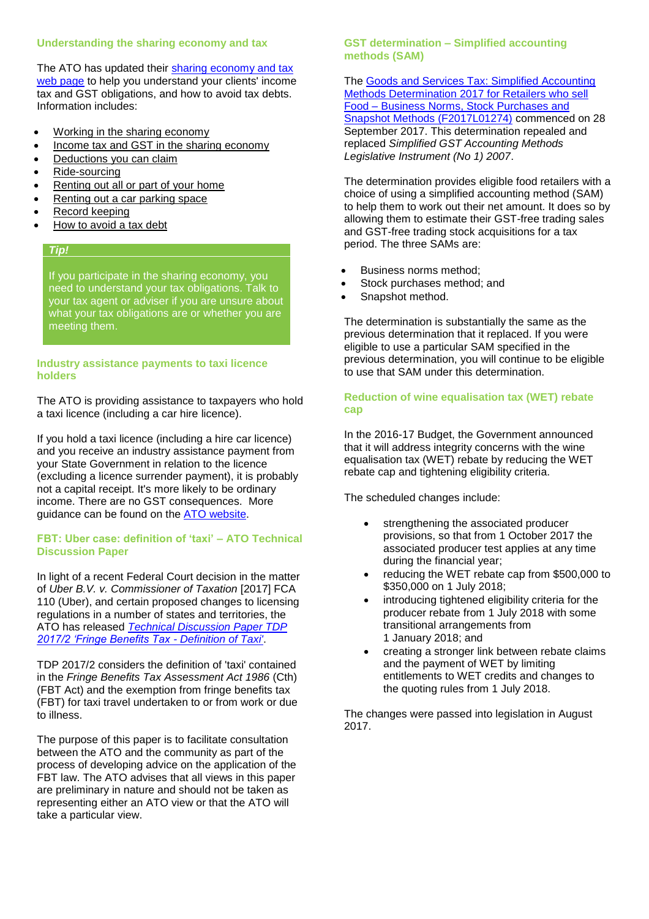## Understanding the sharing economy and tax

The ATO has updated their sharing economy and tax web page to help you understand your clients' income tax and GST obligations, and how to avoid tax debts. Information includes:

- Working in the sharing economy
- Income tax and GST in the sharing economy
- Deductions you can claim
- Ride-sourcing
- Renting out all or part of your home
- Renting out a car parking space
- Record keeping
- How to avoid a tax debt

> ***Tip!***
>
> If you participate in the sharing economy, you need to understand your tax obligations. Talk to your tax agent or adviser if you are unsure about what your tax obligations are or whether you are meeting them.

## Industry assistance payments to taxi licence holders

The ATO is providing assistance to taxpayers who hold a taxi licence (including a car hire licence).

If you hold a taxi licence (including a hire car licence) and you receive an industry assistance payment from your State Government in relation to the licence (excluding a licence surrender payment), it is probably not a capital receipt. It's more likely to be ordinary income. There are no GST consequences. More guidance can be found on the ATO website.

## FBT: Uber case: definition of 'taxi' – ATO Technical Discussion Paper

In light of a recent Federal Court decision in the matter of *Uber B.V. v. Commissioner of Taxation* [2017] FCA 110 (Uber), and certain proposed changes to licensing regulations in a number of states and territories, the ATO has released *Technical Discussion Paper TDP 2017/2 'Fringe Benefits Tax - Definition of Taxi'*.

TDP 2017/2 considers the definition of 'taxi' contained in the *Fringe Benefits Tax Assessment Act 1986* (Cth) (FBT Act) and the exemption from fringe benefits tax (FBT) for taxi travel undertaken to or from work or due to illness.

The purpose of this paper is to facilitate consultation between the ATO and the community as part of the process of developing advice on the application of the FBT law. The ATO advises that all views in this paper are preliminary in nature and should not be taken as representing either an ATO view or that the ATO will take a particular view.

## GST determination – Simplified accounting methods (SAM)

The Goods and Services Tax: Simplified Accounting Methods Determination 2017 for Retailers who sell Food – Business Norms, Stock Purchases and Snapshot Methods (F2017L01274) commenced on 28 September 2017. This determination repealed and replaced *Simplified GST Accounting Methods Legislative Instrument (No 1) 2007*.

The determination provides eligible food retailers with a choice of using a simplified accounting method (SAM) to help them to work out their net amount. It does so by allowing them to estimate their GST-free trading sales and GST-free trading stock acquisitions for a tax period. The three SAMs are:

- Business norms method;
- Stock purchases method; and
- Snapshot method.

The determination is substantially the same as the previous determination that it replaced. If you were eligible to use a particular SAM specified in the previous determination, you will continue to be eligible to use that SAM under this determination.

## Reduction of wine equalisation tax (WET) rebate cap

In the 2016-17 Budget, the Government announced that it will address integrity concerns with the wine equalisation tax (WET) rebate by reducing the WET rebate cap and tightening eligibility criteria.

The scheduled changes include:

- strengthening the associated producer provisions, so that from 1 October 2017 the associated producer test applies at any time during the financial year;
- reducing the WET rebate cap from $500,000 to $350,000 on 1 July 2018;
- introducing tightened eligibility criteria for the producer rebate from 1 July 2018 with some transitional arrangements from 1 January 2018; and
- creating a stronger link between rebate claims and the payment of WET by limiting entitlements to WET credits and changes to the quoting rules from 1 July 2018.

The changes were passed into legislation in August 2017.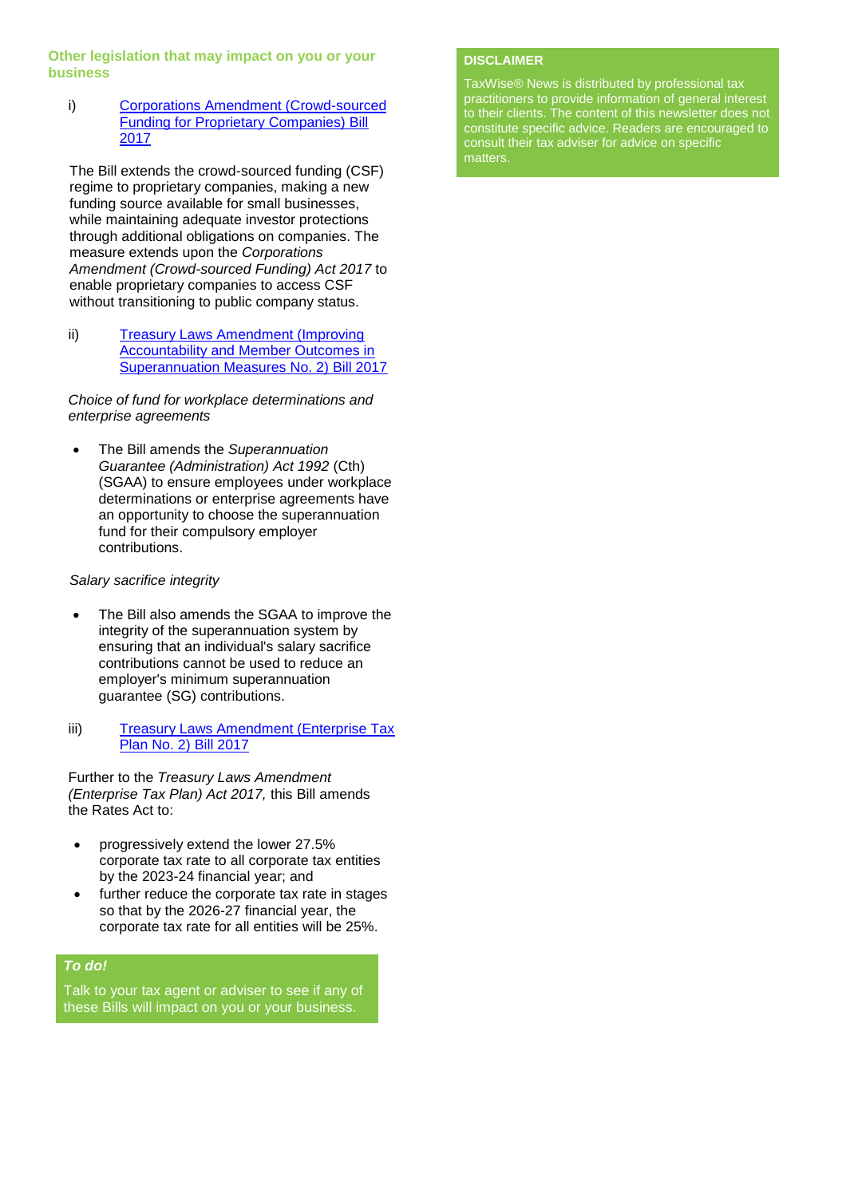## Other legislation that may impact on you or your business

i) Corporations Amendment (Crowd-sourced Funding for Proprietary Companies) Bill 2017

The Bill extends the crowd-sourced funding (CSF) regime to proprietary companies, making a new funding source available for small businesses, while maintaining adequate investor protections through additional obligations on companies. The measure extends upon the *Corporations Amendment (Crowd-sourced Funding) Act 2017* to enable proprietary companies to access CSF without transitioning to public company status.

ii) Treasury Laws Amendment (Improving Accountability and Member Outcomes in Superannuation Measures No. 2) Bill 2017

*Choice of fund for workplace determinations and enterprise agreements*

- The Bill amends the *Superannuation Guarantee (Administration) Act 1992* (Cth) (SGAA) to ensure employees under workplace determinations or enterprise agreements have an opportunity to choose the superannuation fund for their compulsory employer contributions.

*Salary sacrifice integrity*

- The Bill also amends the SGAA to improve the integrity of the superannuation system by ensuring that an individual's salary sacrifice contributions cannot be used to reduce an employer's minimum superannuation guarantee (SG) contributions.

iii) Treasury Laws Amendment (Enterprise Tax Plan No. 2) Bill 2017

Further to the *Treasury Laws Amendment (Enterprise Tax Plan) Act 2017,* this Bill amends the Rates Act to:

- progressively extend the lower 27.5% corporate tax rate to all corporate tax entities by the 2023-24 financial year; and
- further reduce the corporate tax rate in stages so that by the 2026-27 financial year, the corporate tax rate for all entities will be 25%.

***To do!***

Talk to your tax agent or adviser to see if any of these Bills will impact on you or your business.

**DISCLAIMER**

TaxWise® News is distributed by professional tax practitioners to provide information of general interest to their clients. The content of this newsletter does not constitute specific advice. Readers are encouraged to consult their tax adviser for advice on specific matters.